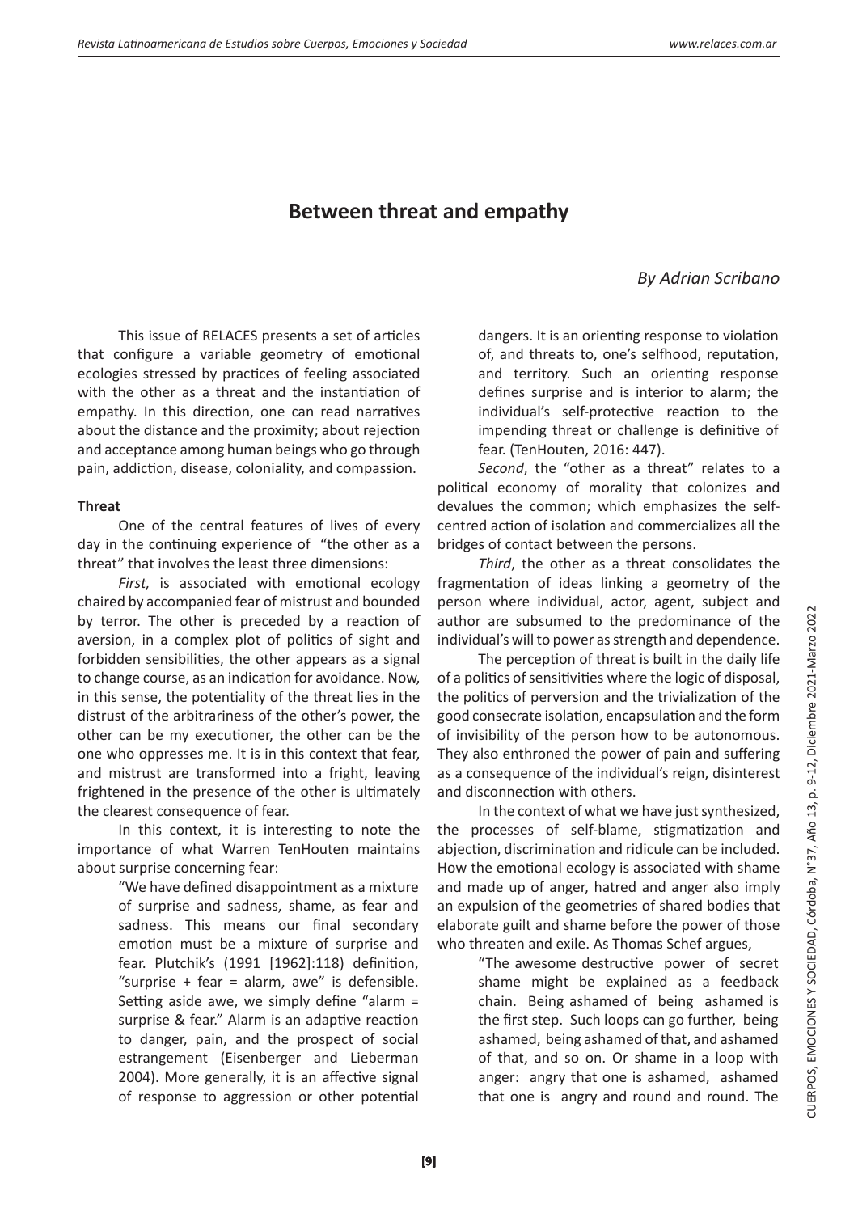# Between threat and empathy

*By Adrian Scribano*

This issue of RELACES presents a set of articles that configure a variable geometry of emotional ecologies stressed by practices of feeling associated with the other as a threat and the instantiation of empathy. In this direction, one can read narratives about the distance and the proximity; about rejection and acceptance among human beings who go through pain, addiction, disease, coloniality, and compassion.

**Threat**

One of the central features of lives of every day in the continuing experience of "the other as a threat" that involves the least three dimensions:

*First,* is associated with emotional ecology chaired by accompanied fear of mistrust and bounded by terror. The other is preceded by a reaction of aversion, in a complex plot of politics of sight and forbidden sensibilities, the other appears as a signal to change course, as an indication for avoidance. Now, in this sense, the potentiality of the threat lies in the distrust of the arbitrariness of the other's power, the other can be my executioner, the other can be the one who oppresses me. It is in this context that fear, and mistrust are transformed into a fright, leaving frightened in the presence of the other is ultimately the clearest consequence of fear.

In this context, it is interesting to note the importance of what Warren TenHouten maintains about surprise concerning fear:

> "We have defined disappointment as a mixture of surprise and sadness, shame, as fear and sadness. This means our final secondary emotion must be a mixture of surprise and fear. Plutchik's (1991 [1962]:118) definition, "surprise + fear = alarm, awe" is defensible. Setting aside awe, we simply define "alarm = surprise & fear." Alarm is an adaptive reaction to danger, pain, and the prospect of social estrangement (Eisenberger and Lieberman 2004). More generally, it is an affective signal of response to aggression or other potential dangers. It is an orienting response to violation of, and threats to, one's selfhood, reputation, and territory. Such an orienting response defines surprise and is interior to alarm; the individual's self-protective reaction to the impending threat or challenge is definitive of fear. (TenHouten, 2016: 447).

*Second*, the "other as a threat" relates to a political economy of morality that colonizes and devalues the common; which emphasizes the self-centred action of isolation and commercializes all the bridges of contact between the persons.

*Third*, the other as a threat consolidates the fragmentation of ideas linking a geometry of the person where individual, actor, agent, subject and author are subsumed to the predominance of the individual's will to power as strength and dependence.

The perception of threat is built in the daily life of a politics of sensitivities where the logic of disposal, the politics of perversion and the trivialization of the good consecrate isolation, encapsulation and the form of invisibility of the person how to be autonomous. They also enthroned the power of pain and suffering as a consequence of the individual's reign, disinterest and disconnection with others.

In the context of what we have just synthesized, the processes of self-blame, stigmatization and abjection, discrimination and ridicule can be included. How the emotional ecology is associated with shame and made up of anger, hatred and anger also imply an expulsion of the geometries of shared bodies that elaborate guilt and shame before the power of those who threaten and exile. As Thomas Schef argues,

> "The awesome destructive power of secret shame might be explained as a feedback chain. Being ashamed of being ashamed is the first step. Such loops can go further, being ashamed, being ashamed of that, and ashamed of that, and so on. Or shame in a loop with anger: angry that one is ashamed, ashamed that one is angry and round and round. The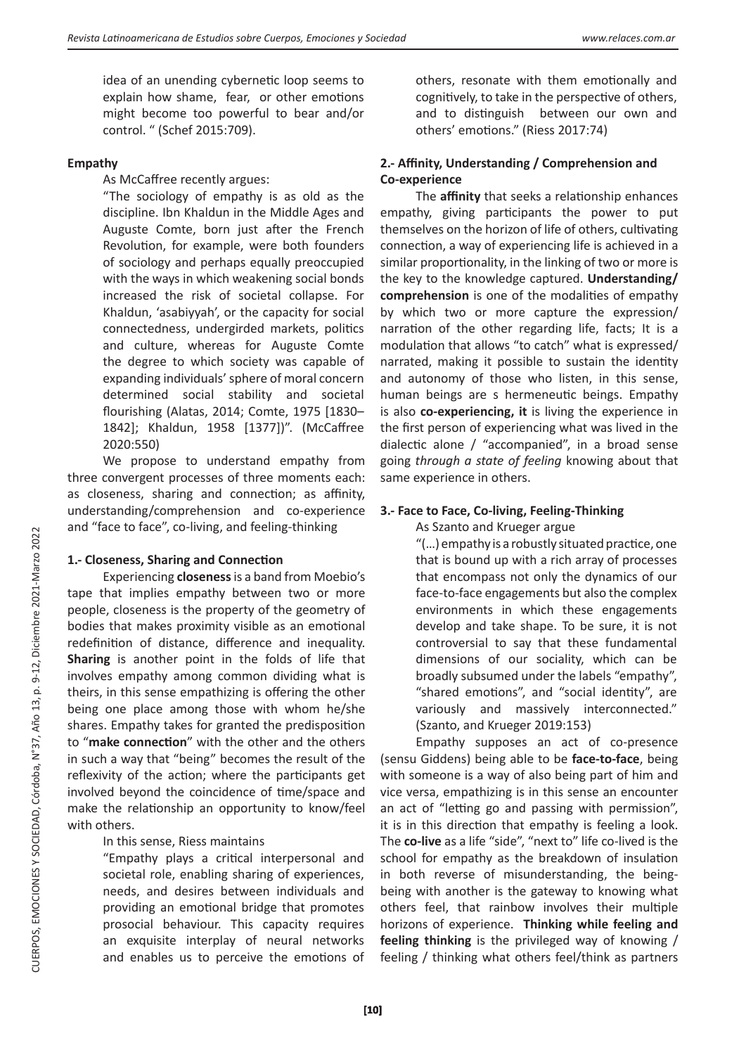idea of an unending cybernetic loop seems to explain how shame, fear, or other emotions might become too powerful to bear and/or control. " (Schef 2015:709).

**Empathy**

As McCaffree recently argues:

> "The sociology of empathy is as old as the discipline. Ibn Khaldun in the Middle Ages and Auguste Comte, born just after the French Revolution, for example, were both founders of sociology and perhaps equally preoccupied with the ways in which weakening social bonds increased the risk of societal collapse. For Khaldun, 'asabiyyah', or the capacity for social connectedness, undergirded markets, politics and culture, whereas for Auguste Comte the degree to which society was capable of expanding individuals' sphere of moral concern determined social stability and societal flourishing (Alatas, 2014; Comte, 1975 [1830–1842]; Khaldun, 1958 [1377])". (McCaffree 2020:550)

We propose to understand empathy from three convergent processes of three moments each: as closeness, sharing and connection; as affinity, understanding/comprehension and co-experience and "face to face", co-living, and feeling-thinking

**1.- Closeness, Sharing and Connection**

Experiencing **closeness** is a band from Moebio's tape that implies empathy between two or more people, closeness is the property of the geometry of bodies that makes proximity visible as an emotional redefinition of distance, difference and inequality. **Sharing** is another point in the folds of life that involves empathy among common dividing what is theirs, in this sense empathizing is offering the other being one place among those with whom he/she shares. Empathy takes for granted the predisposition to "**make connection**" with the other and the others in such a way that "being" becomes the result of the reflexivity of the action; where the participants get involved beyond the coincidence of time/space and make the relationship an opportunity to know/feel with others.

In this sense, Riess maintains

> "Empathy plays a critical interpersonal and societal role, enabling sharing of experiences, needs, and desires between individuals and providing an emotional bridge that promotes prosocial behaviour. This capacity requires an exquisite interplay of neural networks and enables us to perceive the emotions of others, resonate with them emotionally and cognitively, to take in the perspective of others, and to distinguish between our own and others' emotions." (Riess 2017:74)

**2.- Affinity, Understanding / Comprehension and Co-experience**

The **affinity** that seeks a relationship enhances empathy, giving participants the power to put themselves on the horizon of life of others, cultivating connection, a way of experiencing life is achieved in a similar proportionality, in the linking of two or more is the key to the knowledge captured. **Understanding/ comprehension** is one of the modalities of empathy by which two or more capture the expression/ narration of the other regarding life, facts; It is a modulation that allows "to catch" what is expressed/ narrated, making it possible to sustain the identity and autonomy of those who listen, in this sense, human beings are s hermeneutic beings. Empathy is also **co-experiencing, it** is living the experience in the first person of experiencing what was lived in the dialectic alone / "accompanied", in a broad sense going *through a state of feeling* knowing about that same experience in others.

**3.- Face to Face, Co-living, Feeling-Thinking**

As Szanto and Krueger argue

> "(…) empathy is a robustly situated practice, one that is bound up with a rich array of processes that encompass not only the dynamics of our face-to-face engagements but also the complex environments in which these engagements develop and take shape. To be sure, it is not controversial to say that these fundamental dimensions of our sociality, which can be broadly subsumed under the labels "empathy", "shared emotions", and "social identity", are variously and massively interconnected." (Szanto, and Krueger 2019:153)

Empathy supposes an act of co-presence (sensu Giddens) being able to be **face-to-face**, being with someone is a way of also being part of him and vice versa, empathizing is in this sense an encounter an act of "letting go and passing with permission", it is in this direction that empathy is feeling a look. The **co-live** as a life "side", "next to" life co-lived is the school for empathy as the breakdown of insulation in both reverse of misunderstanding, the being-being with another is the gateway to knowing what others feel, that rainbow involves their multiple horizons of experience. **Thinking while feeling and feeling thinking** is the privileged way of knowing / feeling / thinking what others feel/think as partners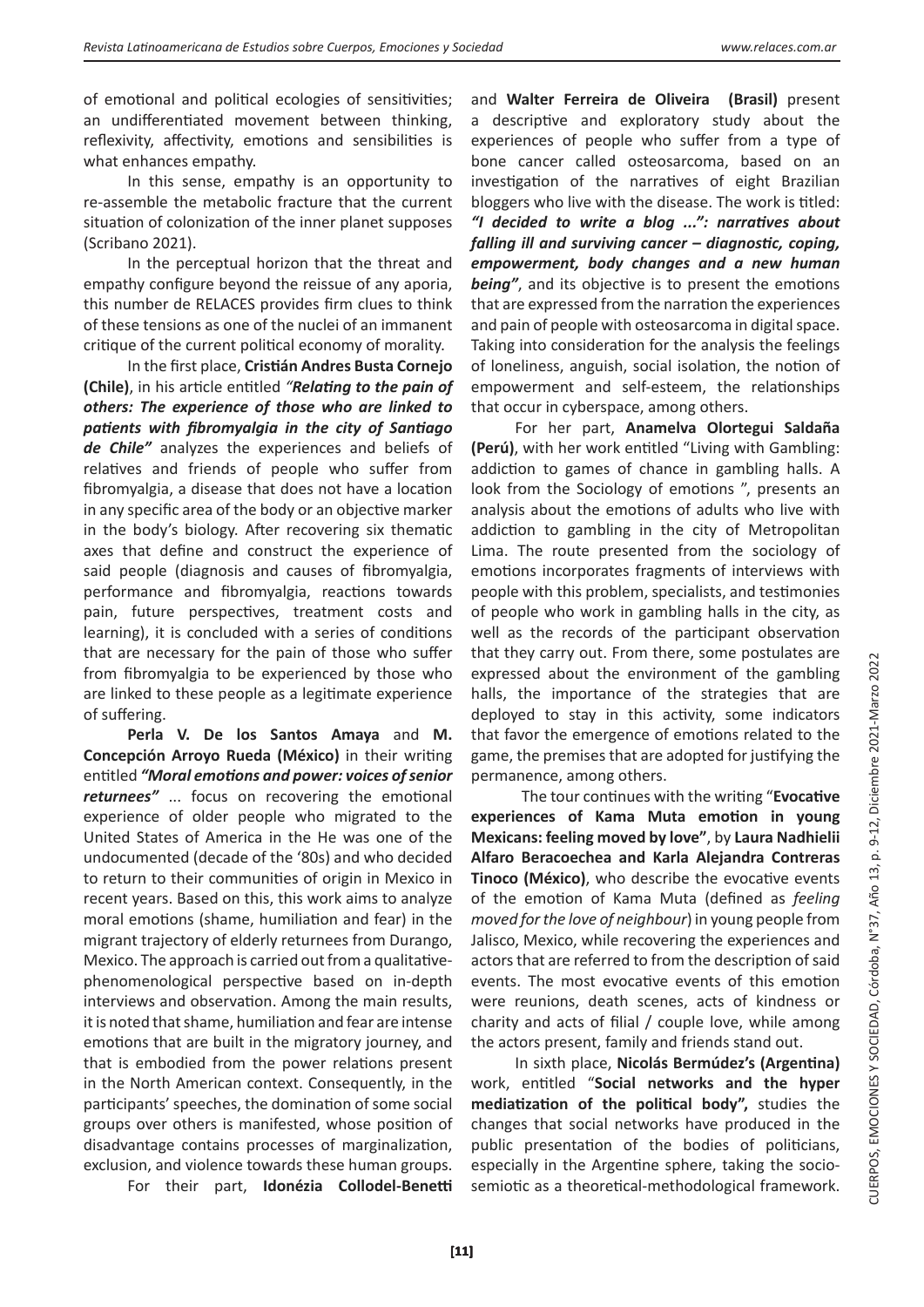of emotional and political ecologies of sensitivities; an undifferentiated movement between thinking, reflexivity, affectivity, emotions and sensibilities is what enhances empathy.

In this sense, empathy is an opportunity to re-assemble the metabolic fracture that the current situation of colonization of the inner planet supposes (Scribano 2021).

In the perceptual horizon that the threat and empathy configure beyond the reissue of any aporia, this number de RELACES provides firm clues to think of these tensions as one of the nuclei of an immanent critique of the current political economy of morality.

In the first place, **Cristián Andres Busta Cornejo (Chile)**, in his article entitled *"**Relating to the pain of others: The experience of those who are linked to patients with fibromyalgia in the city of Santiago de Chile**"* analyzes the experiences and beliefs of relatives and friends of people who suffer from fibromyalgia, a disease that does not have a location in any specific area of the body or an objective marker in the body's biology. After recovering six thematic axes that define and construct the experience of said people (diagnosis and causes of fibromyalgia, performance and fibromyalgia, reactions towards pain, future perspectives, treatment costs and learning), it is concluded with a series of conditions that are necessary for the pain of those who suffer from fibromyalgia to be experienced by those who are linked to these people as a legitimate experience of suffering.

**Perla V. De los Santos Amaya** and **M. Concepción Arroyo Rueda (México)** in their writing entitled ***"Moral emotions and power: voices of senior returnees"*** ... focus on recovering the emotional experience of older people who migrated to the United States of America in the He was one of the undocumented (decade of the '80s) and who decided to return to their communities of origin in Mexico in recent years. Based on this, this work aims to analyze moral emotions (shame, humiliation and fear) in the migrant trajectory of elderly returnees from Durango, Mexico. The approach is carried out from a qualitative-phenomenological perspective based on in-depth interviews and observation. Among the main results, it is noted that shame, humiliation and fear are intense emotions that are built in the migratory journey, and that is embodied from the power relations present in the North American context. Consequently, in the participants' speeches, the domination of some social groups over others is manifested, whose position of disadvantage contains processes of marginalization, exclusion, and violence towards these human groups.

For their part, **Idonézia Collodel-Benetti** and **Walter Ferreira de Oliveira (Brasil)** present a descriptive and exploratory study about the experiences of people who suffer from a type of bone cancer called osteosarcoma, based on an investigation of the narratives of eight Brazilian bloggers who live with the disease. The work is titled: ***"I decided to write a blog ...": narratives about falling ill and surviving cancer – diagnostic, coping, empowerment, body changes and a new human being"***, and its objective is to present the emotions that are expressed from the narration the experiences and pain of people with osteosarcoma in digital space. Taking into consideration for the analysis the feelings of loneliness, anguish, social isolation, the notion of empowerment and self-esteem, the relationships that occur in cyberspace, among others.

For her part, **Anamelva Olortegui Saldaña (Perú)**, with her work entitled "Living with Gambling: addiction to games of chance in gambling halls. A look from the Sociology of emotions ", presents an analysis about the emotions of adults who live with addiction to gambling in the city of Metropolitan Lima. The route presented from the sociology of emotions incorporates fragments of interviews with people with this problem, specialists, and testimonies of people who work in gambling halls in the city, as well as the records of the participant observation that they carry out. From there, some postulates are expressed about the environment of the gambling halls, the importance of the strategies that are deployed to stay in this activity, some indicators that favor the emergence of emotions related to the game, the premises that are adopted for justifying the permanence, among others.

The tour continues with the writing "**Evocative experiences of Kama Muta emotion in young Mexicans: feeling moved by love"**, by **Laura Nadhielii Alfaro Beracoechea and Karla Alejandra Contreras Tinoco (México)**, who describe the evocative events of the emotion of Kama Muta (defined as *feeling moved for the love of neighbour*) in young people from Jalisco, Mexico, while recovering the experiences and actors that are referred to from the description of said events. The most evocative events of this emotion were reunions, death scenes, acts of kindness or charity and acts of filial / couple love, while among the actors present, family and friends stand out.

In sixth place, **Nicolás Bermúdez's (Argentina)** work, entitled "**Social networks and the hyper mediatization of the political body",** studies the changes that social networks have produced in the public presentation of the bodies of politicians, especially in the Argentine sphere, taking the socio-semiotic as a theoretical-methodological framework.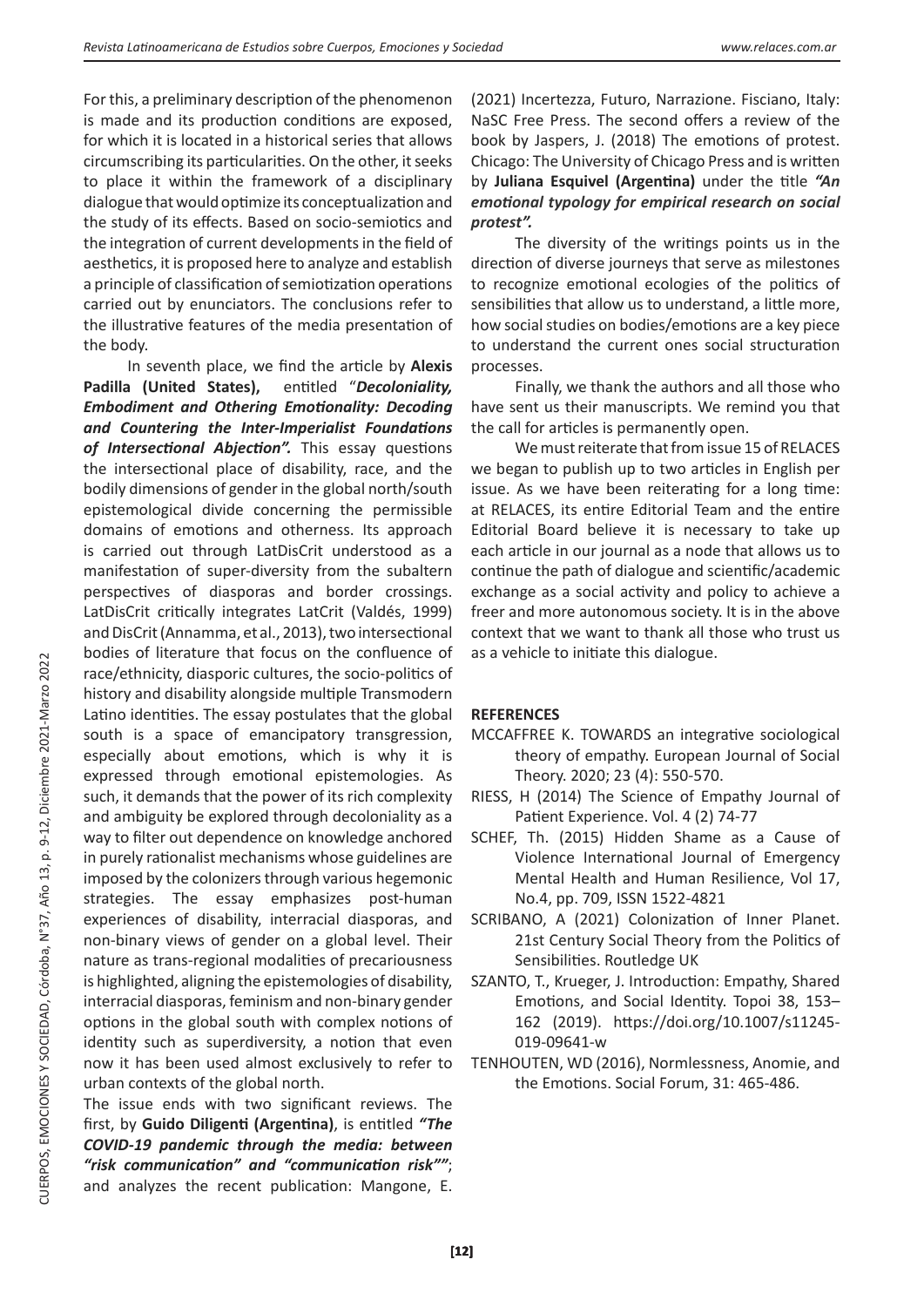For this, a preliminary description of the phenomenon is made and its production conditions are exposed, for which it is located in a historical series that allows circumscribing its particularities. On the other, it seeks to place it within the framework of a disciplinary dialogue that would optimize its conceptualization and the study of its effects. Based on socio-semiotics and the integration of current developments in the field of aesthetics, it is proposed here to analyze and establish a principle of classification of semiotization operations carried out by enunciators. The conclusions refer to the illustrative features of the media presentation of the body.

In seventh place, we find the article by **Alexis Padilla (United States),** entitled "***Decoloniality, Embodiment and Othering Emotionality: Decoding and Countering the Inter-Imperialist Foundations of Intersectional Abjection".*** This essay questions the intersectional place of disability, race, and the bodily dimensions of gender in the global north/south epistemological divide concerning the permissible domains of emotions and otherness. Its approach is carried out through LatDisCrit understood as a manifestation of super-diversity from the subaltern perspectives of diasporas and border crossings. LatDisCrit critically integrates LatCrit (Valdés, 1999) and DisCrit (Annamma, et al., 2013), two intersectional bodies of literature that focus on the confluence of race/ethnicity, diasporic cultures, the socio-politics of history and disability alongside multiple Transmodern Latino identities. The essay postulates that the global south is a space of emancipatory transgression, especially about emotions, which is why it is expressed through emotional epistemologies. As such, it demands that the power of its rich complexity and ambiguity be explored through decoloniality as a way to filter out dependence on knowledge anchored in purely rationalist mechanisms whose guidelines are imposed by the colonizers through various hegemonic strategies. The essay emphasizes post-human experiences of disability, interracial diasporas, and non-binary views of gender on a global level. Their nature as trans-regional modalities of precariousness is highlighted, aligning the epistemologies of disability, interracial diasporas, feminism and non-binary gender options in the global south with complex notions of identity such as superdiversity, a notion that even now it has been used almost exclusively to refer to urban contexts of the global north.

The issue ends with two significant reviews. The first, by **Guido Diligenti (Argentina)**, is entitled ***"The COVID-19 pandemic through the media: between "risk communication" and "communication risk""***; and analyzes the recent publication: Mangone, E. (2021) Incertezza, Futuro, Narrazione. Fisciano, Italy: NaSC Free Press. The second offers a review of the book by Jaspers, J. (2018) The emotions of protest. Chicago: The University of Chicago Press and is written by **Juliana Esquivel (Argentina)** under the title ***"An emotional typology for empirical research on social protest".***

The diversity of the writings points us in the direction of diverse journeys that serve as milestones to recognize emotional ecologies of the politics of sensibilities that allow us to understand, a little more, how social studies on bodies/emotions are a key piece to understand the current ones social structuration processes.

Finally, we thank the authors and all those who have sent us their manuscripts. We remind you that the call for articles is permanently open.

We must reiterate that from issue 15 of RELACES we began to publish up to two articles in English per issue. As we have been reiterating for a long time: at RELACES, its entire Editorial Team and the entire Editorial Board believe it is necessary to take up each article in our journal as a node that allows us to continue the path of dialogue and scientific/academic exchange as a social activity and policy to achieve a freer and more autonomous society. It is in the above context that we want to thank all those who trust us as a vehicle to initiate this dialogue.

## REFERENCES

MCCAFFREE K. TOWARDS an integrative sociological theory of empathy. European Journal of Social Theory. 2020; 23 (4): 550-570.

RIESS, H (2014) The Science of Empathy Journal of Patient Experience. Vol. 4 (2) 74-77

SCHEF, Th. (2015) Hidden Shame as a Cause of Violence International Journal of Emergency Mental Health and Human Resilience, Vol 17, No.4, pp. 709, ISSN 1522-4821

SCRIBANO, A (2021) Colonization of Inner Planet. 21st Century Social Theory from the Politics of Sensibilities. Routledge UK

SZANTO, T., Krueger, J. Introduction: Empathy, Shared Emotions, and Social Identity. Topoi 38, 153–162 (2019). https://doi.org/10.1007/s11245-019-09641-w

TENHOUTEN, WD (2016), Normlessness, Anomie, and the Emotions. Social Forum, 31: 465-486.